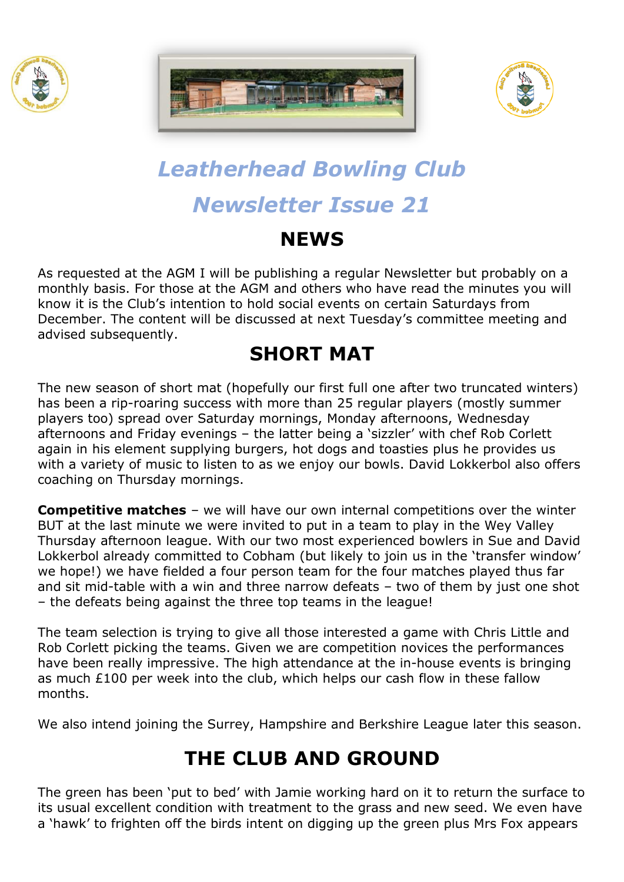# Leatherhead Bowling Club

# Newsletter Issue 21

## NEWS

As requested at the AGM I will be publishing a regular Newsletter but probably on a monthly basis. For those at the AGM and others who have read the minutes you will know it is the Club's intention to hold social events on certain Saturdays from December. The content will be discussed at next Tuesday's committee meeting and advised subsequently.

## SHORT MAT

The new season of short mat (hopefully our first full one after two truncated winters) has been a rip-roaring success with more than 25 regular players (mostly summer players too) spread over Saturday mornings, Monday afternoons, Wednesday afternoons and Friday evenings – the latter being a 'sizzler' with chef Rob Corlett again in his element supplying burgers, hot dogs and toasties plus he provides us with a variety of music to listen to as we enjoy our bowls. David Lokkerbol also offers coaching on Thursday mornings.

**Competitive matches** – we will have our own internal competitions over the winter BUT at the last minute we were invited to put in a team to play in the Wey Valley Thursday afternoon league. With our two most experienced bowlers in Sue and David Lokkerbol already committed to Cobham (but likely to join us in the 'transfer window' we hope!) we have fielded a four person team for the four matches played thus far and sit mid-table with a win and three narrow defeats – two of them by just one shot – the defeats being against the three top teams in the league!

The team selection is trying to give all those interested a game with Chris Little and Rob Corlett picking the teams. Given we are competition novices the performances have been really impressive. The high attendance at the in-house events is bringing as much £100 per week into the club, which helps our cash flow in these fallow months.

We also intend joining the Surrey, Hampshire and Berkshire League later this season.

## THE CLUB AND GROUND

The green has been 'put to bed' with Jamie working hard on it to return the surface to its usual excellent condition with treatment to the grass and new seed. We even have a 'hawk' to frighten off the birds intent on digging up the green plus Mrs Fox appears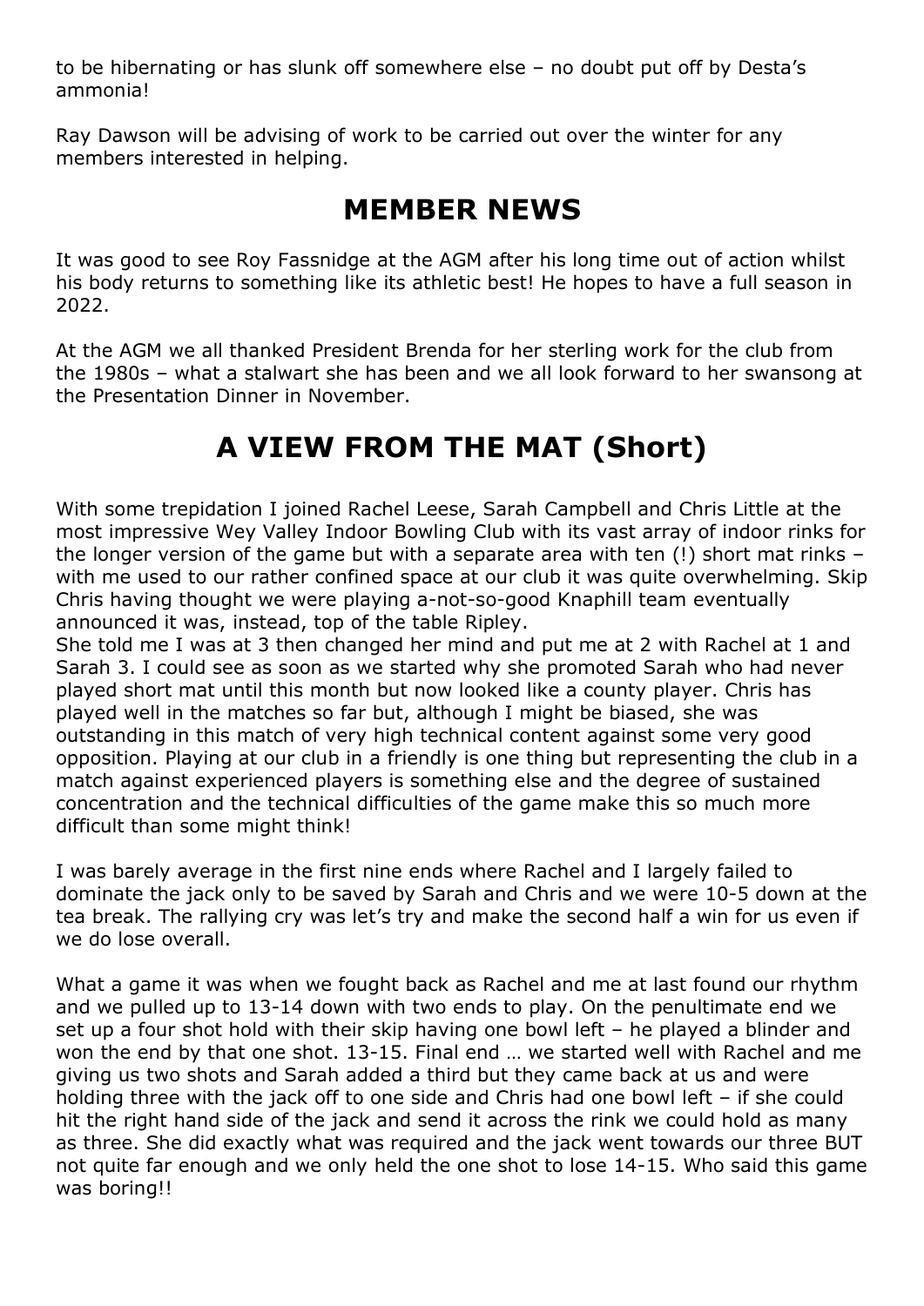to be hibernating or has slunk off somewhere else – no doubt put off by Desta's ammonia!

Ray Dawson will be advising of work to be carried out over the winter for any members interested in helping.

## MEMBER NEWS

It was good to see Roy Fassnidge at the AGM after his long time out of action whilst his body returns to something like its athletic best! He hopes to have a full season in 2022.

At the AGM we all thanked President Brenda for her sterling work for the club from the 1980s – what a stalwart she has been and we all look forward to her swansong at the Presentation Dinner in November.

## A VIEW FROM THE MAT (Short)

With some trepidation I joined Rachel Leese, Sarah Campbell and Chris Little at the most impressive Wey Valley Indoor Bowling Club with its vast array of indoor rinks for the longer version of the game but with a separate area with ten (!) short mat rinks – with me used to our rather confined space at our club it was quite overwhelming. Skip Chris having thought we were playing a-not-so-good Knaphill team eventually announced it was, instead, top of the table Ripley.
She told me I was at 3 then changed her mind and put me at 2 with Rachel at 1 and Sarah 3. I could see as soon as we started why she promoted Sarah who had never played short mat until this month but now looked like a county player. Chris has played well in the matches so far but, although I might be biased, she was outstanding in this match of very high technical content against some very good opposition. Playing at our club in a friendly is one thing but representing the club in a match against experienced players is something else and the degree of sustained concentration and the technical difficulties of the game make this so much more difficult than some might think!

I was barely average in the first nine ends where Rachel and I largely failed to dominate the jack only to be saved by Sarah and Chris and we were 10-5 down at the tea break. The rallying cry was let's try and make the second half a win for us even if we do lose overall.

What a game it was when we fought back as Rachel and me at last found our rhythm and we pulled up to 13-14 down with two ends to play. On the penultimate end we set up a four shot hold with their skip having one bowl left – he played a blinder and won the end by that one shot. 13-15. Final end … we started well with Rachel and me giving us two shots and Sarah added a third but they came back at us and were holding three with the jack off to one side and Chris had one bowl left – if she could hit the right hand side of the jack and send it across the rink we could hold as many as three. She did exactly what was required and the jack went towards our three BUT not quite far enough and we only held the one shot to lose 14-15. Who said this game was boring!!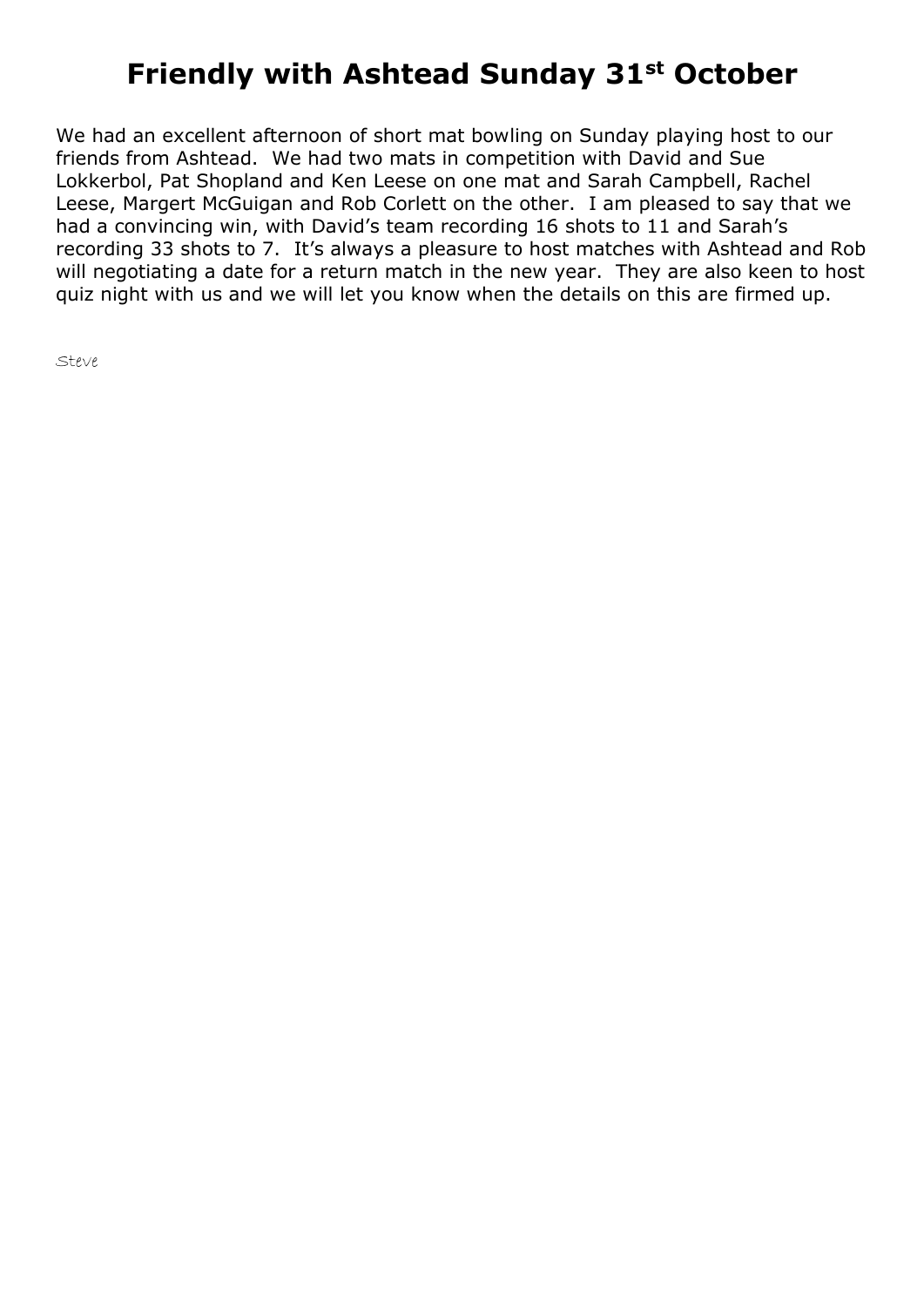# Friendly with Ashtead Sunday 31st October

We had an excellent afternoon of short mat bowling on Sunday playing host to our friends from Ashtead. We had two mats in competition with David and Sue Lokkerbol, Pat Shopland and Ken Leese on one mat and Sarah Campbell, Rachel Leese, Margert McGuigan and Rob Corlett on the other. I am pleased to say that we had a convincing win, with David's team recording 16 shots to 11 and Sarah's recording 33 shots to 7. It's always a pleasure to host matches with Ashtead and Rob will negotiating a date for a return match in the new year. They are also keen to host quiz night with us and we will let you know when the details on this are firmed up.

Steve